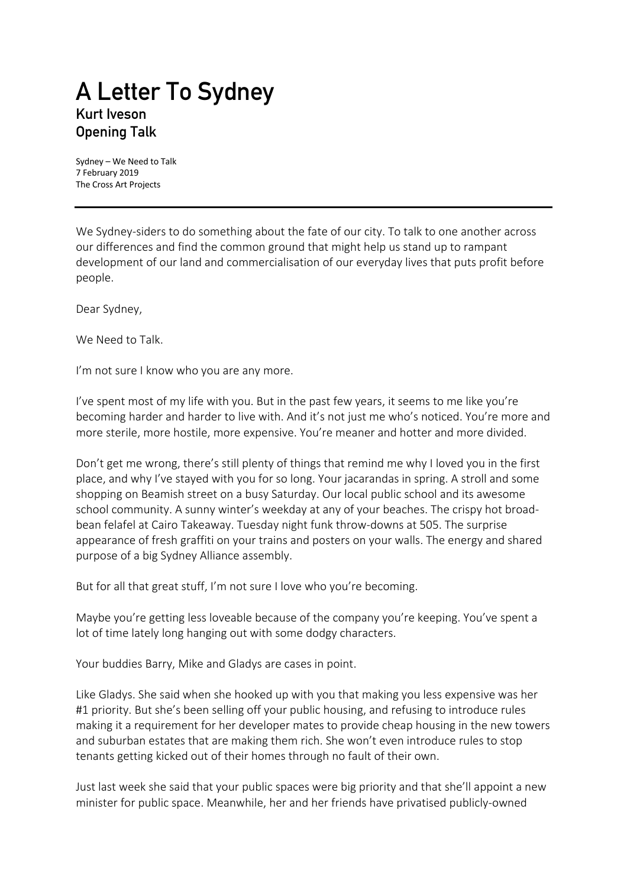# A Letter To Sydney

## Kurt Iveson
## Opening Talk

Sydney – We Need to Talk
7 February 2019
The Cross Art Projects

---

We Sydney-siders to do something about the fate of our city. To talk to one another across our differences and find the common ground that might help us stand up to rampant development of our land and commercialisation of our everyday lives that puts profit before people.

Dear Sydney,

We Need to Talk.

I'm not sure I know who you are any more.

I've spent most of my life with you. But in the past few years, it seems to me like you're becoming harder and harder to live with. And it's not just me who's noticed. You're more and more sterile, more hostile, more expensive. You're meaner and hotter and more divided.

Don't get me wrong, there's still plenty of things that remind me why I loved you in the first place, and why I've stayed with you for so long. Your jacarandas in spring. A stroll and some shopping on Beamish street on a busy Saturday. Our local public school and its awesome school community. A sunny winter's weekday at any of your beaches. The crispy hot broad-bean felafel at Cairo Takeaway. Tuesday night funk throw-downs at 505. The surprise appearance of fresh graffiti on your trains and posters on your walls. The energy and shared purpose of a big Sydney Alliance assembly.

But for all that great stuff, I'm not sure I love who you're becoming.

Maybe you're getting less loveable because of the company you're keeping. You've spent a lot of time lately long hanging out with some dodgy characters.

Your buddies Barry, Mike and Gladys are cases in point.

Like Gladys. She said when she hooked up with you that making you less expensive was her #1 priority. But she's been selling off your public housing, and refusing to introduce rules making it a requirement for her developer mates to provide cheap housing in the new towers and suburban estates that are making them rich. She won't even introduce rules to stop tenants getting kicked out of their homes through no fault of their own.

Just last week she said that your public spaces were big priority and that she'll appoint a new minister for public space. Meanwhile, her and her friends have privatised publicly-owned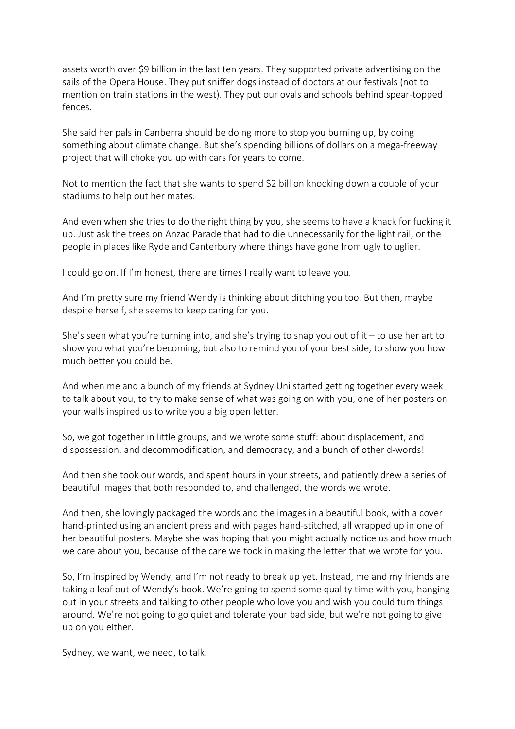assets worth over $9 billion in the last ten years. They supported private advertising on the sails of the Opera House. They put sniffer dogs instead of doctors at our festivals (not to mention on train stations in the west). They put our ovals and schools behind spear-topped fences.

She said her pals in Canberra should be doing more to stop you burning up, by doing something about climate change. But she's spending billions of dollars on a mega-freeway project that will choke you up with cars for years to come.

Not to mention the fact that she wants to spend $2 billion knocking down a couple of your stadiums to help out her mates.

And even when she tries to do the right thing by you, she seems to have a knack for fucking it up. Just ask the trees on Anzac Parade that had to die unnecessarily for the light rail, or the people in places like Ryde and Canterbury where things have gone from ugly to uglier.

I could go on. If I'm honest, there are times I really want to leave you.

And I'm pretty sure my friend Wendy is thinking about ditching you too. But then, maybe despite herself, she seems to keep caring for you.

She's seen what you're turning into, and she's trying to snap you out of it – to use her art to show you what you're becoming, but also to remind you of your best side, to show you how much better you could be.

And when me and a bunch of my friends at Sydney Uni started getting together every week to talk about you, to try to make sense of what was going on with you, one of her posters on your walls inspired us to write you a big open letter.

So, we got together in little groups, and we wrote some stuff: about displacement, and dispossession, and decommodification, and democracy, and a bunch of other d-words!

And then she took our words, and spent hours in your streets, and patiently drew a series of beautiful images that both responded to, and challenged, the words we wrote.

And then, she lovingly packaged the words and the images in a beautiful book, with a cover hand-printed using an ancient press and with pages hand-stitched, all wrapped up in one of her beautiful posters. Maybe she was hoping that you might actually notice us and how much we care about you, because of the care we took in making the letter that we wrote for you.

So, I'm inspired by Wendy, and I'm not ready to break up yet. Instead, me and my friends are taking a leaf out of Wendy's book. We're going to spend some quality time with you, hanging out in your streets and talking to other people who love you and wish you could turn things around. We're not going to go quiet and tolerate your bad side, but we're not going to give up on you either.

Sydney, we want, we need, to talk.